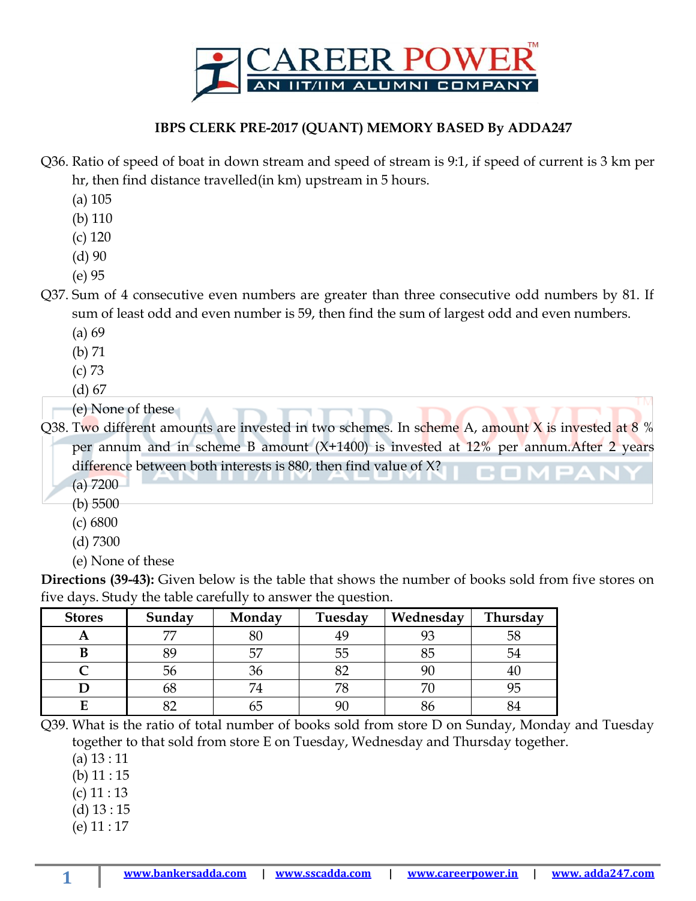**IBPS CLERK PRE-2017 (QUANT) MEMORY BASED By ADDA247**

Q36. Ratio of speed of boat in down stream and speed of stream is 9:1, if speed of current is 3 km per hr, then find distance travelled(in km) upstream in 5 hours.

(a) 105
(b) 110
(c) 120
(d) 90
(e) 95

Q37. Sum of 4 consecutive even numbers are greater than three consecutive odd numbers by 81. If sum of least odd and even number is 59, then find the sum of largest odd and even numbers.

(a) 69
(b) 71
(c) 73
(d) 67
(e) None of these

Q38. Two different amounts are invested in two schemes. In scheme A, amount X is invested at 8 % per annum and in scheme B amount (X+1400) is invested at 12% per annum.After 2 years difference between both interests is 880, then find value of X?

(a) 7200
(b) 5500
(c) 6800
(d) 7300
(e) None of these

**Directions (39-43):** Given below is the table that shows the number of books sold from five stores on five days. Study the table carefully to answer the question.

| Stores | Sunday | Monday | Tuesday | Wednesday | Thursday |
|---|---|---|---|---|---|
| A | 77 | 80 | 49 | 93 | 58 |
| B | 89 | 57 | 55 | 85 | 54 |
| C | 56 | 36 | 82 | 90 | 40 |
| D | 68 | 74 | 78 | 70 | 95 |
| E | 82 | 65 | 90 | 86 | 84 |

Q39. What is the ratio of total number of books sold from store D on Sunday, Monday and Tuesday together to that sold from store E on Tuesday, Wednesday and Thursday together.

(a) 13 : 11
(b) 11 : 15
(c) 11 : 13
(d) 13 : 15
(e) 11 : 17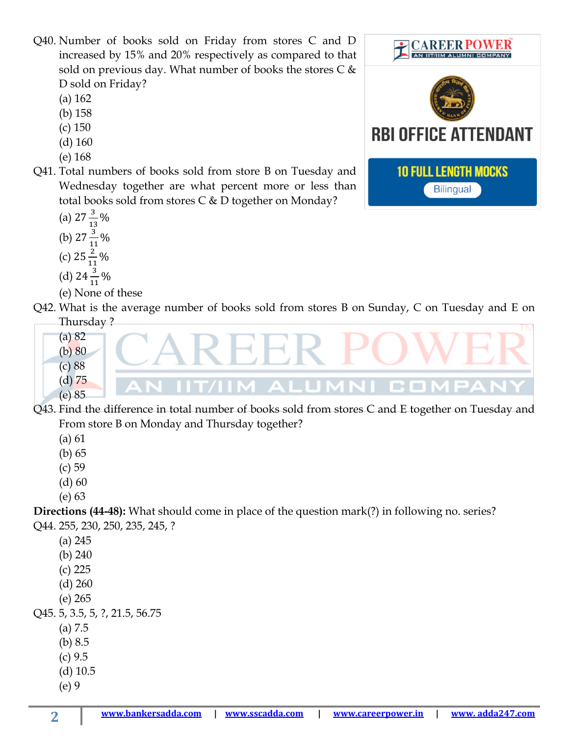Q40. Number of books sold on Friday from stores C and D increased by 15% and 20% respectively as compared to that sold on previous day. What number of books the stores C & D sold on Friday?

(a) 162
(b) 158
(c) 150
(d) 160
(e) 168

Q41. Total numbers of books sold from store B on Tuesday and Wednesday together are what percent more or less than total books sold from stores C & D together on Monday?

(a) $27\frac{3}{13}\%$
(b) $27\frac{3}{11}\%$
(c) $25\frac{2}{11}\%$
(d) $24\frac{3}{11}\%$
(e) None of these

Q42. What is the average number of books sold from stores B on Sunday, C on Tuesday and E on Thursday ?

(a) 82
(b) 80
(c) 88
(d) 75
(e) 85

Q43. Find the difference in total number of books sold from stores C and E together on Tuesday and From store B on Monday and Thursday together?

(a) 61
(b) 65
(c) 59
(d) 60
(e) 63

**Directions (44-48):** What should come in place of the question mark(?) in following no. series?

Q44. 255, 230, 250, 235, 245, ?

(a) 245
(b) 240
(c) 225
(d) 260
(e) 265

Q45. 5, 3.5, 5, ?, 21.5, 56.75

(a) 7.5
(b) 8.5
(c) 9.5
(d) 10.5
(e) 9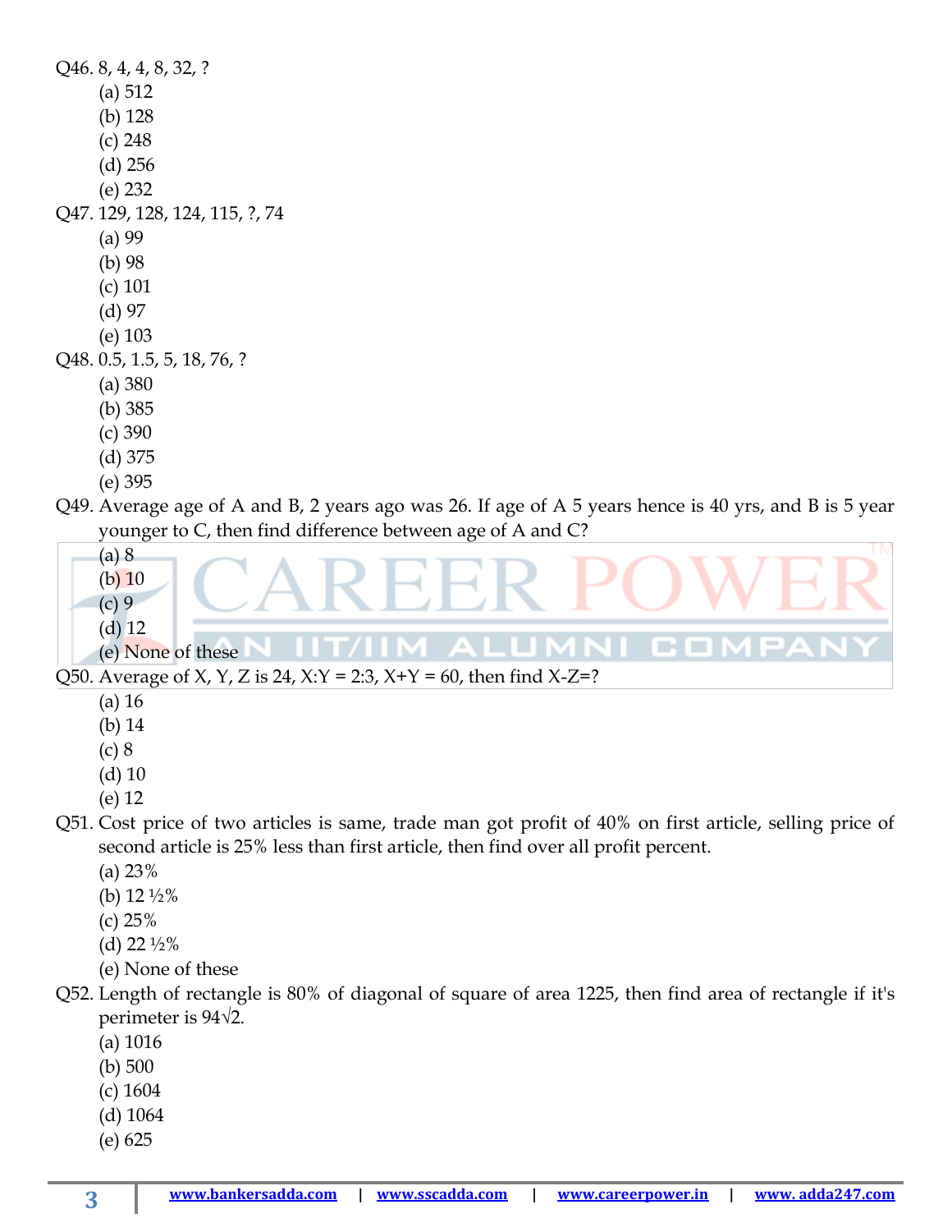Q46. 8, 4, 4, 8, 32, ?

(a) 512
(b) 128
(c) 248
(d) 256
(e) 232

Q47. 129, 128, 124, 115, ?, 74

(a) 99
(b) 98
(c) 101
(d) 97
(e) 103

Q48. 0.5, 1.5, 5, 18, 76, ?

(a) 380
(b) 385
(c) 390
(d) 375
(e) 395

Q49. Average age of A and B, 2 years ago was 26. If age of A 5 years hence is 40 yrs, and B is 5 year younger to C, then find difference between age of A and C?

(a) 8
(b) 10
(c) 9
(d) 12
(e) None of these

Q50. Average of X, Y, Z is 24, X:Y = 2:3, X+Y = 60, then find X-Z=?

(a) 16
(b) 14
(c) 8
(d) 10
(e) 12

Q51. Cost price of two articles is same, trade man got profit of 40% on first article, selling price of second article is 25% less than first article, then find over all profit percent.

(a) 23%
(b) 12 ½%
(c) 25%
(d) 22 ½%
(e) None of these

Q52. Length of rectangle is 80% of diagonal of square of area 1225, then find area of rectangle if it's perimeter is $94\sqrt{2}$.

(a) 1016
(b) 500
(c) 1604
(d) 1064
(e) 625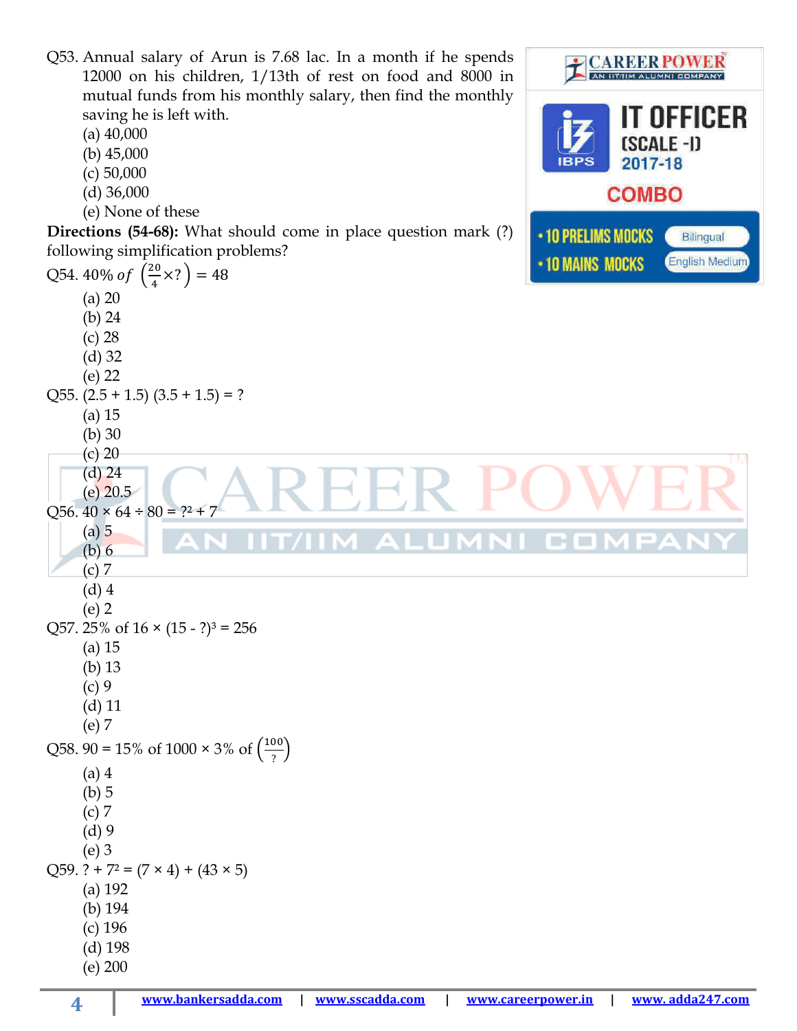Q53. Annual salary of Arun is 7.68 lac. In a month if he spends 12000 on his children, 1/13th of rest on food and 8000 in mutual funds from his monthly salary, then find the monthly saving he is left with.

(a) 40,000
(b) 45,000
(c) 50,000
(d) 36,000
(e) None of these

**Directions (54-68):** What should come in place question mark (?) following simplification problems?

Q54. 40% *of* $\left(\frac{20}{4}\times?\right) = 48$

(a) 20
(b) 24
(c) 28
(d) 32
(e) 22

Q55. (2.5 + 1.5) (3.5 + 1.5) = ?

(a) 15
(b) 30
(c) 20
(d) 24
(e) 20.5

Q56. $40 \times 64 \div 80 = ?^2 + 7$

(a) 5
(b) 6
(c) 7
(d) 4
(e) 2

Q57. 25% of $16 \times (15 - ?)^3 = 256$

(a) 15
(b) 13
(c) 9
(d) 11
(e) 7

Q58. 90 = 15% of 1000 × 3% of $\left(\frac{100}{?}\right)$

(a) 4
(b) 5
(c) 7
(d) 9
(e) 3

Q59. $? + 7^2 = (7 \times 4) + (43 \times 5)$

(a) 192
(b) 194
(c) 196
(d) 198
(e) 200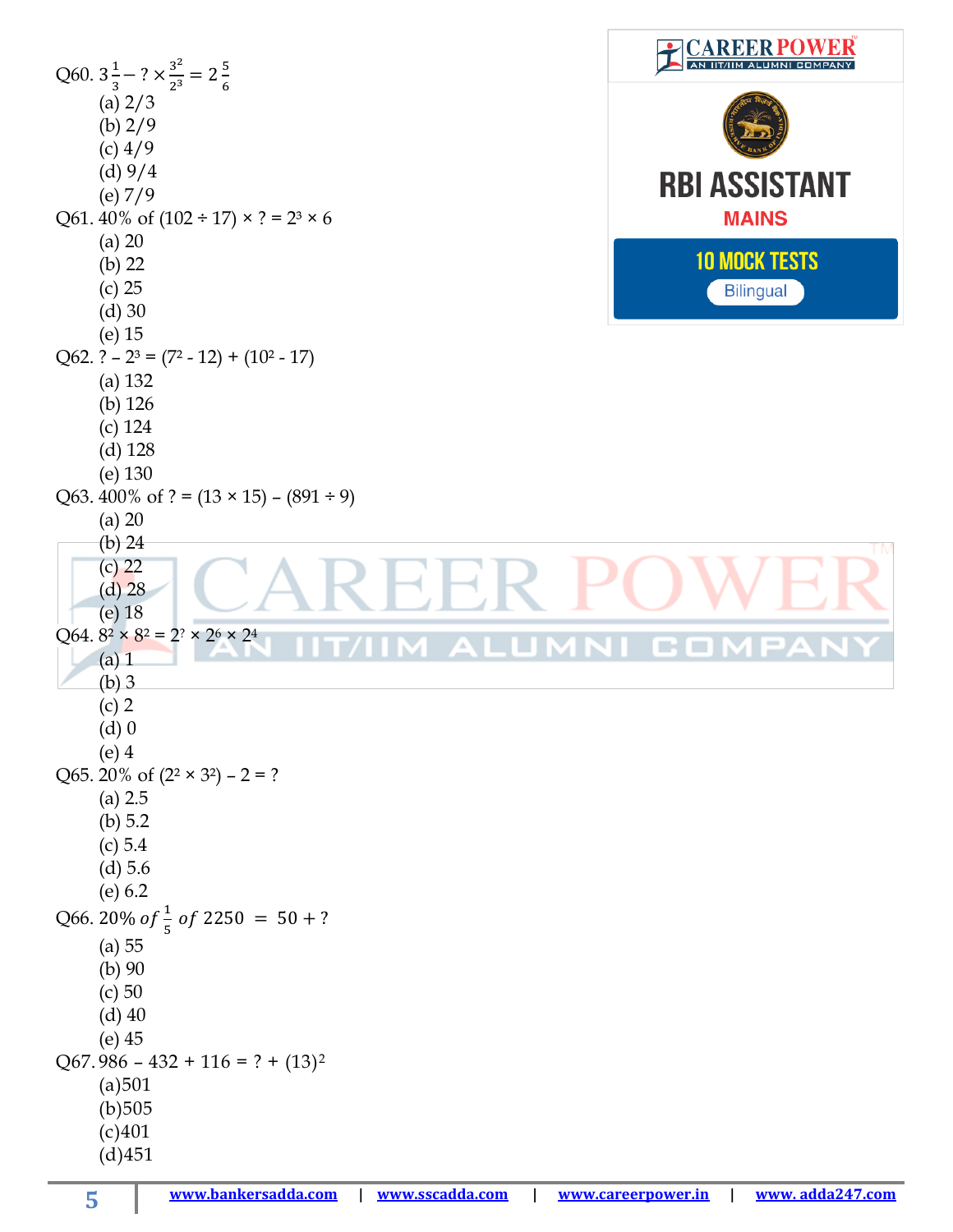Q60. $3\frac{1}{3} - ? \times \frac{3^2}{2^3} = 2\frac{5}{6}$

(a) 2/3
(b) 2/9
(c) 4/9
(d) 9/4
(e) 7/9

Q61. 40% of (102 ÷ 17) × ? = $2^3 \times 6$

(a) 20
(b) 22
(c) 25
(d) 30
(e) 15

Q62. ? – $2^3$ = ($7^2$ - 12) + ($10^2$ - 17)

(a) 132
(b) 126
(c) 124
(d) 128
(e) 130

Q63. 400% of ? = (13 × 15) – (891 ÷ 9)

(a) 20
(b) 24
(c) 22
(d) 28
(e) 18

Q64. $8^2 \times 8^2 = 2^? \times 2^6 \times 2^4$

(a) 1
(b) 3
(c) 2
(d) 0
(e) 4

Q65. 20% of ($2^2 \times 3^2$) – 2 = ?

(a) 2.5
(b) 5.2
(c) 5.4
(d) 5.6
(e) 6.2

Q66. $20\%\ of\ \frac{1}{5}\ of\ 2250\ =\ 50 + ?$

(a) 55
(b) 90
(c) 50
(d) 40
(e) 45

Q67. 986 – 432 + 116 = ? + $(13)^2$

(a)501
(b)505
(c)401
(d)451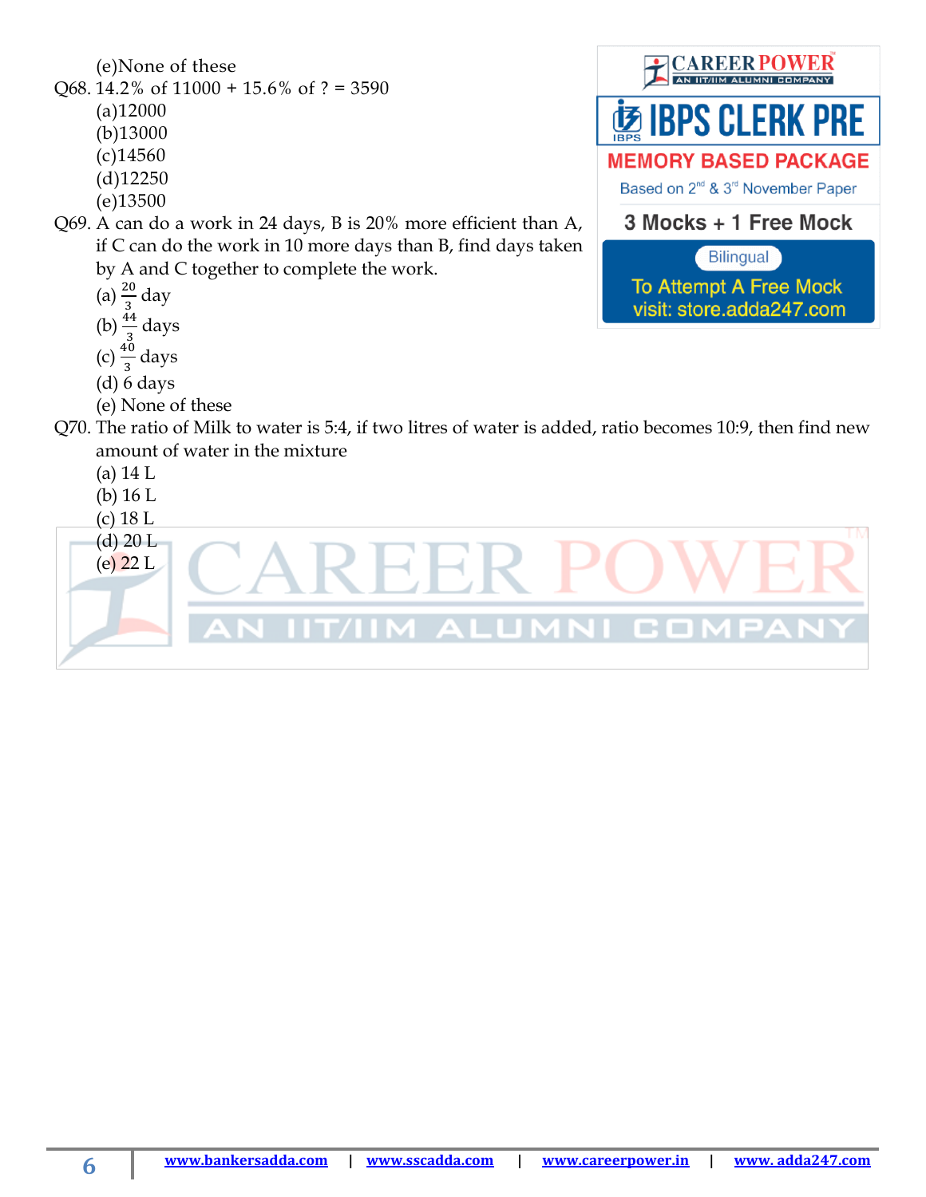(e)None of these

Q68. 14.2% of 11000 + 15.6% of ? = 3590

(a)12000
(b)13000
(c)14560
(d)12250
(e)13500

Q69. A can do a work in 24 days, B is 20% more efficient than A, if C can do the work in 10 more days than B, find days taken by A and C together to complete the work.

(a) $\frac{20}{3}$ day
(b) $\frac{44}{3}$ days
(c) $\frac{40}{3}$ days
(d) 6 days
(e) None of these

Q70. The ratio of Milk to water is 5:4, if two litres of water is added, ratio becomes 10:9, then find new amount of water in the mixture

(a) 14 L
(b) 16 L
(c) 18 L
(d) 20 L
(e) 22 L